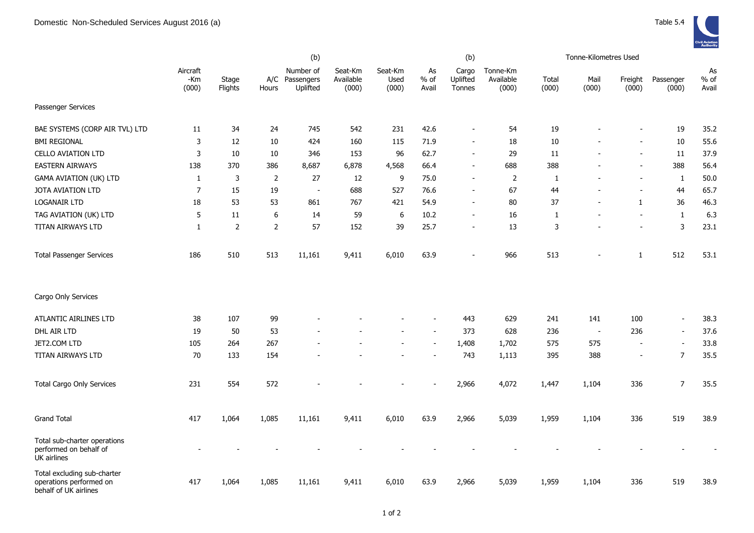Domestic Non-Scheduled Services August 2016 (a)

Table 5.4

| | Aircraft -Km (000) | Stage Flights | A/C Hours | (b) Number of Passengers Uplifted | Seat-Km Available (000) | Seat-Km Used (000) | As % of Avail | (b) Cargo Uplifted Tonnes | Tonne-Km Available (000) | Tonne-Kilometres Used Total (000) | Mail (000) | Freight (000) | Passenger (000) | As % of Avail |
|---|---|---|---|---|---|---|---|---|---|---|---|---|---|---|
| **Passenger Services** | | | | | | | | | | | | | | |
| BAE SYSTEMS (CORP AIR TVL) LTD | 11 | 34 | 24 | 745 | 542 | 231 | 42.6 | - | 54 | 19 | - | - | 19 | 35.2 |
| BMI REGIONAL | 3 | 12 | 10 | 424 | 160 | 115 | 71.9 | - | 18 | 10 | - | - | 10 | 55.6 |
| CELLO AVIATION LTD | 3 | 10 | 10 | 346 | 153 | 96 | 62.7 | - | 29 | 11 | - | - | 11 | 37.9 |
| EASTERN AIRWAYS | 138 | 370 | 386 | 8,687 | 6,878 | 4,568 | 66.4 | - | 688 | 388 | - | - | 388 | 56.4 |
| GAMA AVIATION (UK) LTD | 1 | 3 | 2 | 27 | 12 | 9 | 75.0 | - | 2 | 1 | - | - | 1 | 50.0 |
| JOTA AVIATION LTD | 7 | 15 | 19 | - | 688 | 527 | 76.6 | - | 67 | 44 | - | - | 44 | 65.7 |
| LOGANAIR LTD | 18 | 53 | 53 | 861 | 767 | 421 | 54.9 | - | 80 | 37 | - | 1 | 36 | 46.3 |
| TAG AVIATION (UK) LTD | 5 | 11 | 6 | 14 | 59 | 6 | 10.2 | - | 16 | 1 | - | - | 1 | 6.3 |
| TITAN AIRWAYS LTD | 1 | 2 | 2 | 57 | 152 | 39 | 25.7 | - | 13 | 3 | - | - | 3 | 23.1 |
| Total Passenger Services | 186 | 510 | 513 | 11,161 | 9,411 | 6,010 | 63.9 | - | 966 | 513 | - | 1 | 512 | 53.1 |
| **Cargo Only Services** | | | | | | | | | | | | | | |
| ATLANTIC AIRLINES LTD | 38 | 107 | 99 | - | - | - | - | 443 | 629 | 241 | 141 | 100 | - | 38.3 |
| DHL AIR LTD | 19 | 50 | 53 | - | - | - | - | 373 | 628 | 236 | - | 236 | - | 37.6 |
| JET2.COM LTD | 105 | 264 | 267 | - | - | - | - | 1,408 | 1,702 | 575 | 575 | - | - | 33.8 |
| TITAN AIRWAYS LTD | 70 | 133 | 154 | - | - | - | - | 743 | 1,113 | 395 | 388 | - | 7 | 35.5 |
| Total Cargo Only Services | 231 | 554 | 572 | - | - | - | - | 2,966 | 4,072 | 1,447 | 1,104 | 336 | 7 | 35.5 |
| Grand Total | 417 | 1,064 | 1,085 | 11,161 | 9,411 | 6,010 | 63.9 | 2,966 | 5,039 | 1,959 | 1,104 | 336 | 519 | 38.9 |
| Total sub-charter operations performed on behalf of UK airlines | - | - | - | - | - | - | - | - | - | - | - | - | - | - |
| Total excluding sub-charter operations performed on behalf of UK airlines | 417 | 1,064 | 1,085 | 11,161 | 9,411 | 6,010 | 63.9 | 2,966 | 5,039 | 1,959 | 1,104 | 336 | 519 | 38.9 |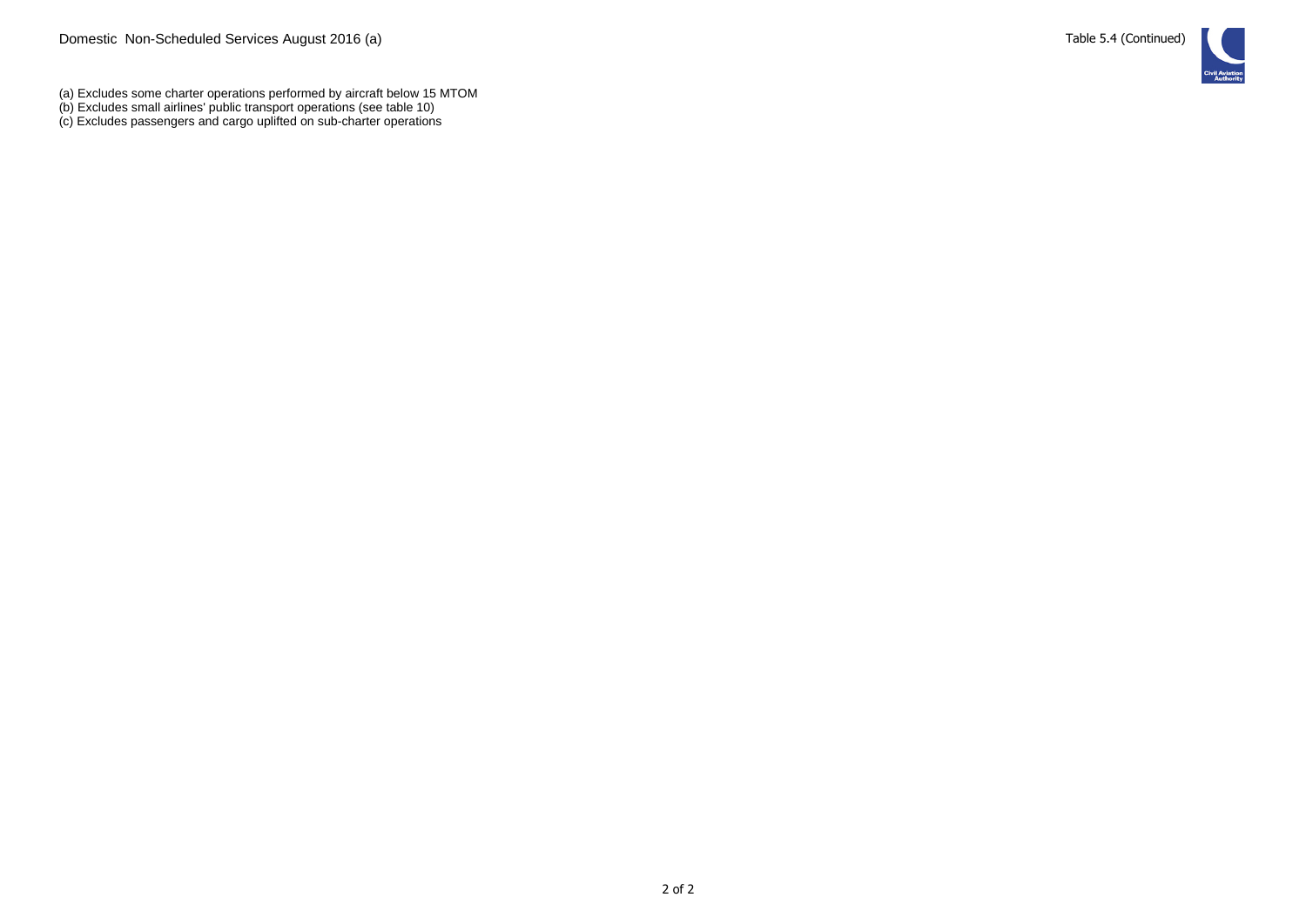(a) Excludes some charter operations performed by aircraft below 15 MTOM
(b) Excludes small airlines' public transport operations (see table 10)
(c) Excludes passengers and cargo uplifted on sub-charter operations